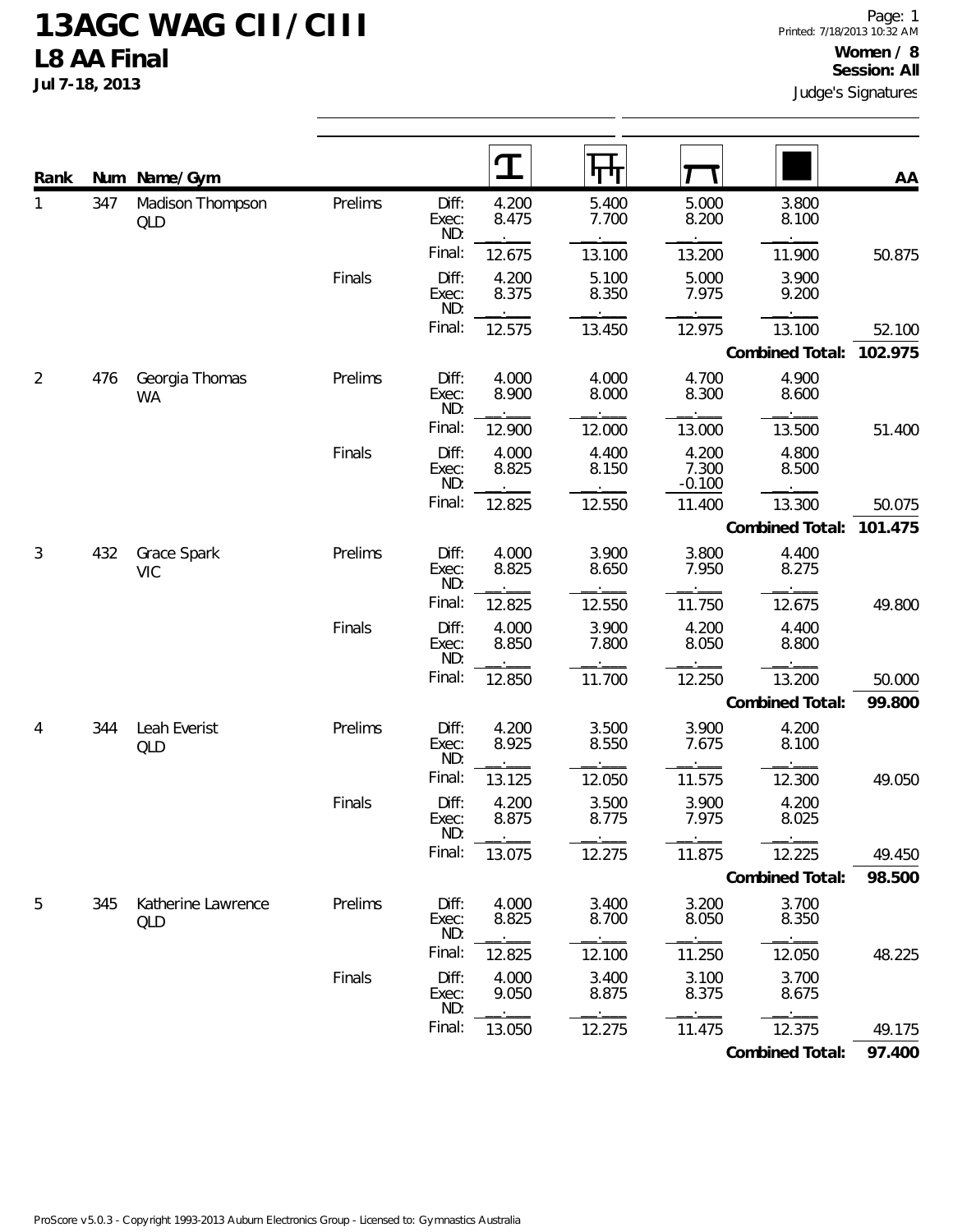# 13AGC WAG CII / CIII

## L8 AA Final

**Jul 7-18, 2013**

Printed: 7/18/2013 10:32 AM

**Women / 8**
**Session: All**

Judge's Signatures

| Rank | Num | Name/Gym | Round | | Vault | Uneven Bars | Beam | Floor | AA |
|---|---|---|---|---|---|---|---|---|---|
| 1 | 347 | Madison Thompson QLD | Prelims | Diff: | 4.200 | 5.400 | 5.000 | 3.800 | |
| | | | | Exec: | 8.475 | 7.700 | 8.200 | 8.100 | |
| | | | | ND: | | | | | |
| | | | | Final: | 12.675 | 13.100 | 13.200 | 11.900 | 50.875 |
| | | | Finals | Diff: | 4.200 | 5.100 | 5.000 | 3.900 | |
| | | | | Exec: | 8.375 | 8.350 | 7.975 | 9.200 | |
| | | | | ND: | | | | | |
| | | | | Final: | 12.575 | 13.450 | 12.975 | 13.100 | 52.100 |
| | | | | | | | | **Combined Total:** | **102.975** |
| 2 | 476 | Georgia Thomas WA | Prelims | Diff: | 4.000 | 4.000 | 4.700 | 4.900 | |
| | | | | Exec: | 8.900 | 8.000 | 8.300 | 8.600 | |
| | | | | ND: | | | | | |
| | | | | Final: | 12.900 | 12.000 | 13.000 | 13.500 | 51.400 |
| | | | Finals | Diff: | 4.000 | 4.400 | 4.200 | 4.800 | |
| | | | | Exec: | 8.825 | 8.150 | 7.300 | 8.500 | |
| | | | | ND: | | | -0.100 | | |
| | | | | Final: | 12.825 | 12.550 | 11.400 | 13.300 | 50.075 |
| | | | | | | | | **Combined Total:** | **101.475** |
| 3 | 432 | Grace Spark VIC | Prelims | Diff: | 4.000 | 3.900 | 3.800 | 4.400 | |
| | | | | Exec: | 8.825 | 8.650 | 7.950 | 8.275 | |
| | | | | ND: | | | | | |
| | | | | Final: | 12.825 | 12.550 | 11.750 | 12.675 | 49.800 |
| | | | Finals | Diff: | 4.000 | 3.900 | 4.200 | 4.400 | |
| | | | | Exec: | 8.850 | 7.800 | 8.050 | 8.800 | |
| | | | | ND: | | | | | |
| | | | | Final: | 12.850 | 11.700 | 12.250 | 13.200 | 50.000 |
| | | | | | | | | **Combined Total:** | **99.800** |
| 4 | 344 | Leah Everist QLD | Prelims | Diff: | 4.200 | 3.500 | 3.900 | 4.200 | |
| | | | | Exec: | 8.925 | 8.550 | 7.675 | 8.100 | |
| | | | | ND: | | | | | |
| | | | | Final: | 13.125 | 12.050 | 11.575 | 12.300 | 49.050 |
| | | | Finals | Diff: | 4.200 | 3.500 | 3.900 | 4.200 | |
| | | | | Exec: | 8.875 | 8.775 | 7.975 | 8.025 | |
| | | | | ND: | | | | | |
| | | | | Final: | 13.075 | 12.275 | 11.875 | 12.225 | 49.450 |
| | | | | | | | | **Combined Total:** | **98.500** |
| 5 | 345 | Katherine Lawrence QLD | Prelims | Diff: | 4.000 | 3.400 | 3.200 | 3.700 | |
| | | | | Exec: | 8.825 | 8.700 | 8.050 | 8.350 | |
| | | | | ND: | | | | | |
| | | | | Final: | 12.825 | 12.100 | 11.250 | 12.050 | 48.225 |
| | | | Finals | Diff: | 4.000 | 3.400 | 3.100 | 3.700 | |
| | | | | Exec: | 9.050 | 8.875 | 8.375 | 8.675 | |
| | | | | ND: | | | | | |
| | | | | Final: | 13.050 | 12.275 | 11.475 | 12.375 | 49.175 |
| | | | | | | | | **Combined Total:** | **97.400** |

ProScore v5.0.3 - Copyright 1993-2013 Auburn Electronics Group - Licensed to: Gymnastics Australia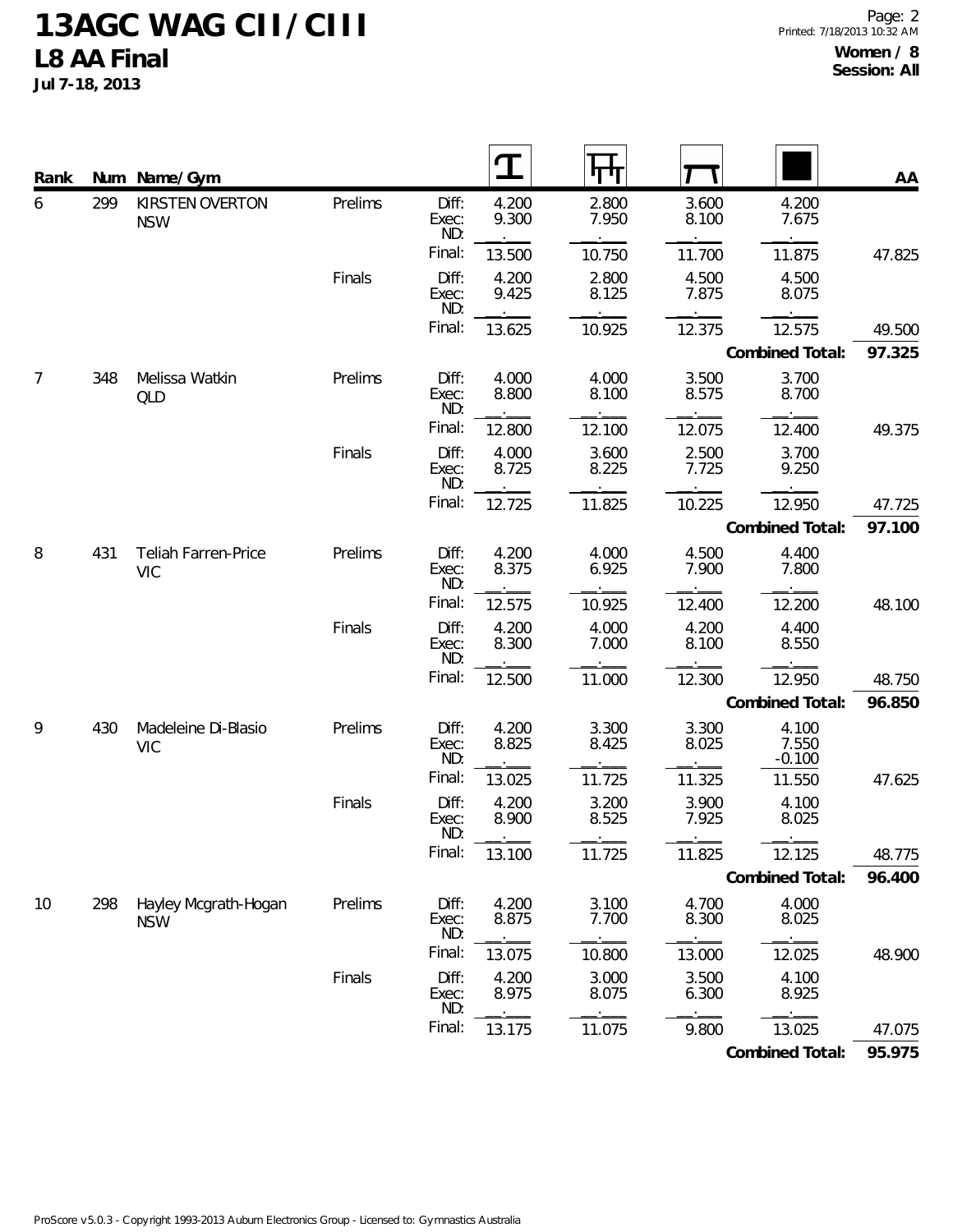# 13AGC WAG CII / CIII

## L8 AA Final

**Jul 7-18, 2013**

**Women / 8**
**Session: All**

| Rank | Num | Name/Gym | Round | | Vault | Bars | Beam | Floor | AA |
|---|---|---|---|---|---|---|---|---|---|
| 6 | 299 | KIRSTEN OVERTON NSW | Prelims | Diff: | 4.200 | 2.800 | 3.600 | 4.200 | |
| | | | | Exec: | 9.300 | 7.950 | 8.100 | 7.675 | |
| | | | | ND: | | | | | |
| | | | | Final: | 13.500 | 10.750 | 11.700 | 11.875 | 47.825 |
| | | | Finals | Diff: | 4.200 | 2.800 | 4.500 | 4.500 | |
| | | | | Exec: | 9.425 | 8.125 | 7.875 | 8.075 | |
| | | | | ND: | | | | | |
| | | | | Final: | 13.625 | 10.925 | 12.375 | 12.575 | 49.500 |
| | | | | | | | | **Combined Total:** | **97.325** |
| 7 | 348 | Melissa Watkin QLD | Prelims | Diff: | 4.000 | 4.000 | 3.500 | 3.700 | |
| | | | | Exec: | 8.800 | 8.100 | 8.575 | 8.700 | |
| | | | | ND: | | | | | |
| | | | | Final: | 12.800 | 12.100 | 12.075 | 12.400 | 49.375 |
| | | | Finals | Diff: | 4.000 | 3.600 | 2.500 | 3.700 | |
| | | | | Exec: | 8.725 | 8.225 | 7.725 | 9.250 | |
| | | | | ND: | | | | | |
| | | | | Final: | 12.725 | 11.825 | 10.225 | 12.950 | 47.725 |
| | | | | | | | | **Combined Total:** | **97.100** |
| 8 | 431 | Teliah Farren-Price VIC | Prelims | Diff: | 4.200 | 4.000 | 4.500 | 4.400 | |
| | | | | Exec: | 8.375 | 6.925 | 7.900 | 7.800 | |
| | | | | ND: | | | | | |
| | | | | Final: | 12.575 | 10.925 | 12.400 | 12.200 | 48.100 |
| | | | Finals | Diff: | 4.200 | 4.000 | 4.200 | 4.400 | |
| | | | | Exec: | 8.300 | 7.000 | 8.100 | 8.550 | |
| | | | | ND: | | | | | |
| | | | | Final: | 12.500 | 11.000 | 12.300 | 12.950 | 48.750 |
| | | | | | | | | **Combined Total:** | **96.850** |
| 9 | 430 | Madeleine Di-Blasio VIC | Prelims | Diff: | 4.200 | 3.300 | 3.300 | 4.100 | |
| | | | | Exec: | 8.825 | 8.425 | 8.025 | 7.550 | |
| | | | | ND: | | | | -0.100 | |
| | | | | Final: | 13.025 | 11.725 | 11.325 | 11.550 | 47.625 |
| | | | Finals | Diff: | 4.200 | 3.200 | 3.900 | 4.100 | |
| | | | | Exec: | 8.900 | 8.525 | 7.925 | 8.025 | |
| | | | | ND: | | | | | |
| | | | | Final: | 13.100 | 11.725 | 11.825 | 12.125 | 48.775 |
| | | | | | | | | **Combined Total:** | **96.400** |
| 10 | 298 | Hayley Mcgrath-Hogan NSW | Prelims | Diff: | 4.200 | 3.100 | 4.700 | 4.000 | |
| | | | | Exec: | 8.875 | 7.700 | 8.300 | 8.025 | |
| | | | | ND: | | | | | |
| | | | | Final: | 13.075 | 10.800 | 13.000 | 12.025 | 48.900 |
| | | | Finals | Diff: | 4.200 | 3.000 | 3.500 | 4.100 | |
| | | | | Exec: | 8.975 | 8.075 | 6.300 | 8.925 | |
| | | | | ND: | | | | | |
| | | | | Final: | 13.175 | 11.075 | 9.800 | 13.025 | 47.075 |
| | | | | | | | | **Combined Total:** | **95.975** |

ProScore v5.0.3 - Copyright 1993-2013 Auburn Electronics Group - Licensed to: Gymnastics Australia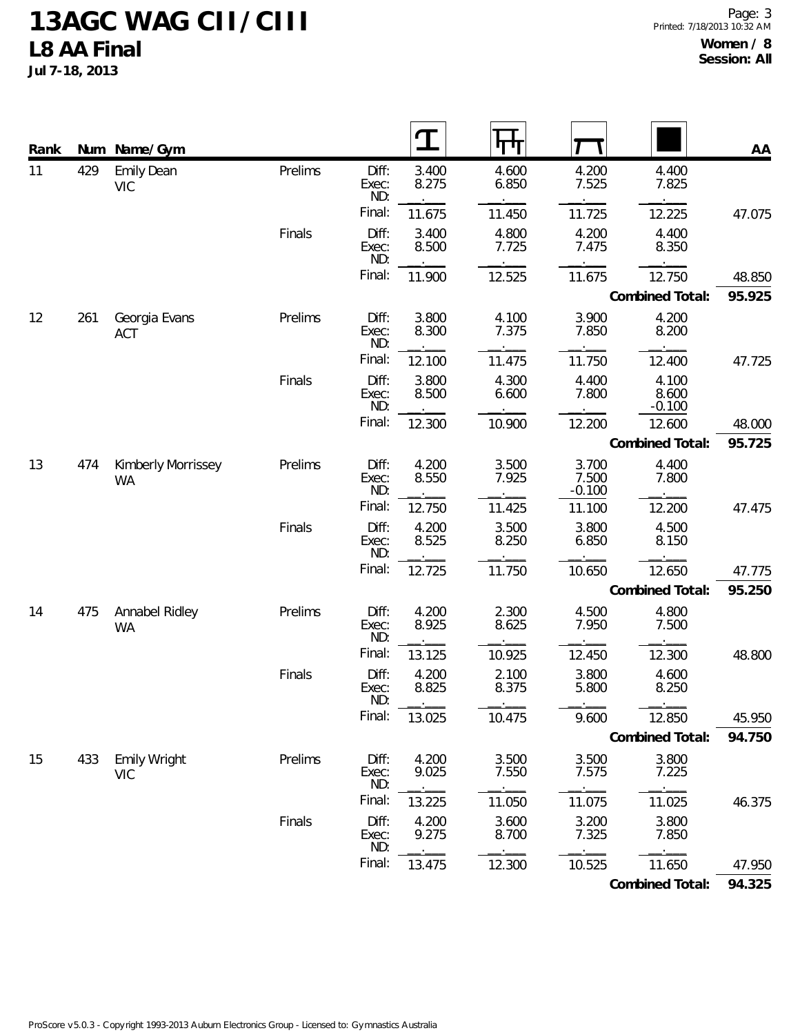# 13AGC WAG CII / CIII

## L8 AA Final

**Jul 7-18, 2013**

**Women / 8**
**Session: All**

| Rank | Num | Name/Gym | | | Vault | Uneven Bars | Beam | Floor | AA |
|---|---|---|---|---|---|---|---|---|---|
| 11 | 429 | Emily Dean VIC | Prelims | Diff: | 3.400 | 4.600 | 4.200 | 4.400 | |
| | | | | Exec: | 8.275 | 6.850 | 7.525 | 7.825 | |
| | | | | ND: | | | | | |
| | | | | Final: | 11.675 | 11.450 | 11.725 | 12.225 | 47.075 |
| | | | Finals | Diff: | 3.400 | 4.800 | 4.200 | 4.400 | |
| | | | | Exec: | 8.500 | 7.725 | 7.475 | 8.350 | |
| | | | | ND: | | | | | |
| | | | | Final: | 11.900 | 12.525 | 11.675 | 12.750 | 48.850 |
| | | | | | | | | **Combined Total:** | **95.925** |
| 12 | 261 | Georgia Evans ACT | Prelims | Diff: | 3.800 | 4.100 | 3.900 | 4.200 | |
| | | | | Exec: | 8.300 | 7.375 | 7.850 | 8.200 | |
| | | | | ND: | | | | | |
| | | | | Final: | 12.100 | 11.475 | 11.750 | 12.400 | 47.725 |
| | | | Finals | Diff: | 3.800 | 4.300 | 4.400 | 4.100 | |
| | | | | Exec: | 8.500 | 6.600 | 7.800 | 8.600 | |
| | | | | ND: | | | | -0.100 | |
| | | | | Final: | 12.300 | 10.900 | 12.200 | 12.600 | 48.000 |
| | | | | | | | | **Combined Total:** | **95.725** |
| 13 | 474 | Kimberly Morrissey WA | Prelims | Diff: | 4.200 | 3.500 | 3.700 | 4.400 | |
| | | | | Exec: | 8.550 | 7.925 | 7.500 | 7.800 | |
| | | | | ND: | | | -0.100 | | |
| | | | | Final: | 12.750 | 11.425 | 11.100 | 12.200 | 47.475 |
| | | | Finals | Diff: | 4.200 | 3.500 | 3.800 | 4.500 | |
| | | | | Exec: | 8.525 | 8.250 | 6.850 | 8.150 | |
| | | | | ND: | | | | | |
| | | | | Final: | 12.725 | 11.750 | 10.650 | 12.650 | 47.775 |
| | | | | | | | | **Combined Total:** | **95.250** |
| 14 | 475 | Annabel Ridley WA | Prelims | Diff: | 4.200 | 2.300 | 4.500 | 4.800 | |
| | | | | Exec: | 8.925 | 8.625 | 7.950 | 7.500 | |
| | | | | ND: | | | | | |
| | | | | Final: | 13.125 | 10.925 | 12.450 | 12.300 | 48.800 |
| | | | Finals | Diff: | 4.200 | 2.100 | 3.800 | 4.600 | |
| | | | | Exec: | 8.825 | 8.375 | 5.800 | 8.250 | |
| | | | | ND: | | | | | |
| | | | | Final: | 13.025 | 10.475 | 9.600 | 12.850 | 45.950 |
| | | | | | | | | **Combined Total:** | **94.750** |
| 15 | 433 | Emily Wright VIC | Prelims | Diff: | 4.200 | 3.500 | 3.500 | 3.800 | |
| | | | | Exec: | 9.025 | 7.550 | 7.575 | 7.225 | |
| | | | | ND: | | | | | |
| | | | | Final: | 13.225 | 11.050 | 11.075 | 11.025 | 46.375 |
| | | | Finals | Diff: | 4.200 | 3.600 | 3.200 | 3.800 | |
| | | | | Exec: | 9.275 | 8.700 | 7.325 | 7.850 | |
| | | | | ND: | | | | | |
| | | | | Final: | 13.475 | 12.300 | 10.525 | 11.650 | 47.950 |
| | | | | | | | | **Combined Total:** | **94.325** |

ProScore v5.0.3 - Copyright 1993-2013 Auburn Electronics Group - Licensed to: Gymnastics Australia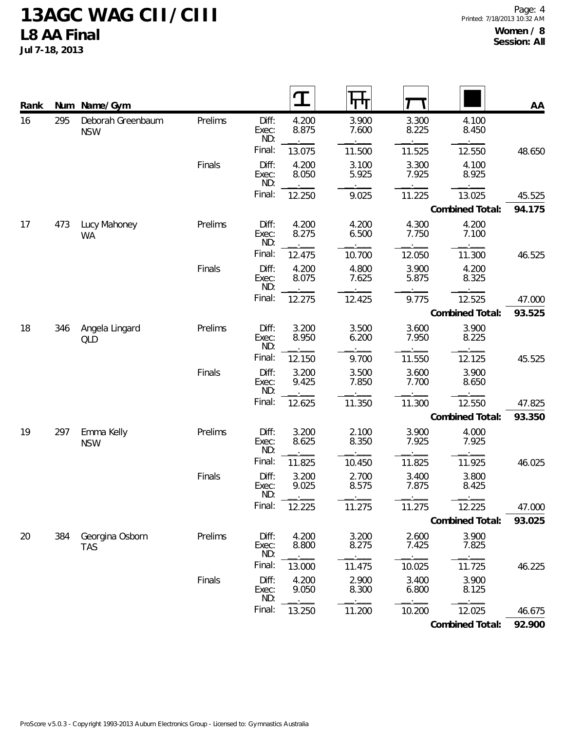# 13AGC WAG CII / CIII

## L8 AA Final

**Jul 7-18, 2013**

**Women / 8**
**Session: All**

| Rank | Num | Name / Gym | | | Vault | Bars | Beam | Floor | AA |
|---|---|---|---|---|---|---|---|---|---|
| 16 | 295 | Deborah Greenbaum NSW | Prelims | Diff: | 4.200 | 3.900 | 3.300 | 4.100 | |
| | | | | Exec: | 8.875 | 7.600 | 8.225 | 8.450 | |
| | | | | ND: | . | . | . | . | |
| | | | | Final: | 13.075 | 11.500 | 11.525 | 12.550 | 48.650 |
| | | | Finals | Diff: | 4.200 | 3.100 | 3.300 | 4.100 | |
| | | | | Exec: | 8.050 | 5.925 | 7.925 | 8.925 | |
| | | | | ND: | . | . | . | . | |
| | | | | Final: | 12.250 | 9.025 | 11.225 | 13.025 | 45.525 |
| | | | | | | | | **Combined Total:** | **94.175** |
| 17 | 473 | Lucy Mahoney WA | Prelims | Diff: | 4.200 | 4.200 | 4.300 | 4.200 | |
| | | | | Exec: | 8.275 | 6.500 | 7.750 | 7.100 | |
| | | | | ND: | . | . | . | . | |
| | | | | Final: | 12.475 | 10.700 | 12.050 | 11.300 | 46.525 |
| | | | Finals | Diff: | 4.200 | 4.800 | 3.900 | 4.200 | |
| | | | | Exec: | 8.075 | 7.625 | 5.875 | 8.325 | |
| | | | | ND: | . | . | . | . | |
| | | | | Final: | 12.275 | 12.425 | 9.775 | 12.525 | 47.000 |
| | | | | | | | | **Combined Total:** | **93.525** |
| 18 | 346 | Angela Lingard QLD | Prelims | Diff: | 3.200 | 3.500 | 3.600 | 3.900 | |
| | | | | Exec: | 8.950 | 6.200 | 7.950 | 8.225 | |
| | | | | ND: | . | . | . | . | |
| | | | | Final: | 12.150 | 9.700 | 11.550 | 12.125 | 45.525 |
| | | | Finals | Diff: | 3.200 | 3.500 | 3.600 | 3.900 | |
| | | | | Exec: | 9.425 | 7.850 | 7.700 | 8.650 | |
| | | | | ND: | . | . | . | . | |
| | | | | Final: | 12.625 | 11.350 | 11.300 | 12.550 | 47.825 |
| | | | | | | | | **Combined Total:** | **93.350** |
| 19 | 297 | Emma Kelly NSW | Prelims | Diff: | 3.200 | 2.100 | 3.900 | 4.000 | |
| | | | | Exec: | 8.625 | 8.350 | 7.925 | 7.925 | |
| | | | | ND: | . | . | . | . | |
| | | | | Final: | 11.825 | 10.450 | 11.825 | 11.925 | 46.025 |
| | | | Finals | Diff: | 3.200 | 2.700 | 3.400 | 3.800 | |
| | | | | Exec: | 9.025 | 8.575 | 7.875 | 8.425 | |
| | | | | ND: | . | . | . | . | |
| | | | | Final: | 12.225 | 11.275 | 11.275 | 12.225 | 47.000 |
| | | | | | | | | **Combined Total:** | **93.025** |
| 20 | 384 | Georgina Osborn TAS | Prelims | Diff: | 4.200 | 3.200 | 2.600 | 3.900 | |
| | | | | Exec: | 8.800 | 8.275 | 7.425 | 7.825 | |
| | | | | ND: | . | . | . | . | |
| | | | | Final: | 13.000 | 11.475 | 10.025 | 11.725 | 46.225 |
| | | | Finals | Diff: | 4.200 | 2.900 | 3.400 | 3.900 | |
| | | | | Exec: | 9.050 | 8.300 | 6.800 | 8.125 | |
| | | | | ND: | . | . | . | . | |
| | | | | Final: | 13.250 | 11.200 | 10.200 | 12.025 | 46.675 |
| | | | | | | | | **Combined Total:** | **92.900** |

ProScore v5.0.3 - Copyright 1993-2013 Auburn Electronics Group - Licensed to: Gymnastics Australia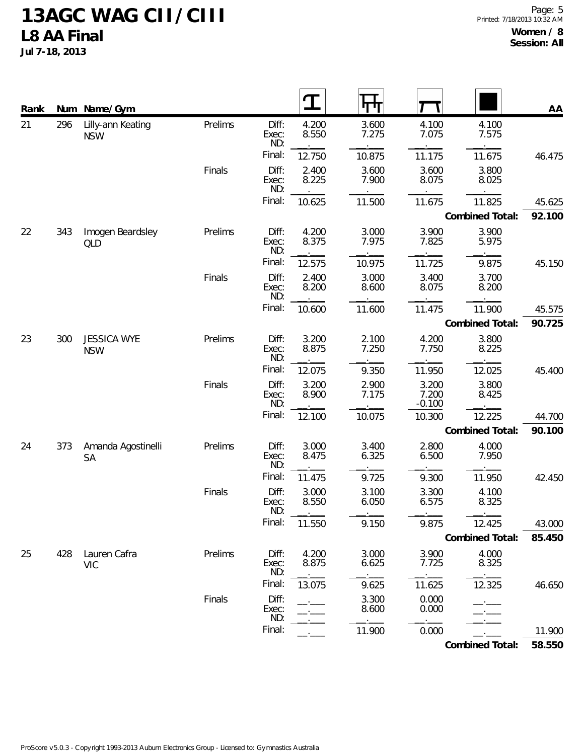# 13AGC WAG CII / CIII

## L8 AA Final

**Jul 7-18, 2013**

**Women / 8**
**Session: All**

| Rank | Num | Name/Gym | Round | | Vault | Bars | Beam | Floor | AA |
|---|---|---|---|---|---|---|---|---|---|
| 21 | 296 | Lilly-ann Keating NSW | Prelims | Diff: | 4.200 | 3.600 | 4.100 | 4.100 | |
| | | | | Exec: | 8.550 | 7.275 | 7.075 | 7.575 | |
| | | | | ND: | | | | | |
| | | | | Final: | 12.750 | 10.875 | 11.175 | 11.675 | 46.475 |
| | | | Finals | Diff: | 2.400 | 3.600 | 3.600 | 3.800 | |
| | | | | Exec: | 8.225 | 7.900 | 8.075 | 8.025 | |
| | | | | ND: | | | | | |
| | | | | Final: | 10.625 | 11.500 | 11.675 | 11.825 | 45.625 |
| | | | | | | | | **Combined Total:** | **92.100** |
| 22 | 343 | Imogen Beardsley QLD | Prelims | Diff: | 4.200 | 3.000 | 3.900 | 3.900 | |
| | | | | Exec: | 8.375 | 7.975 | 7.825 | 5.975 | |
| | | | | ND: | | | | | |
| | | | | Final: | 12.575 | 10.975 | 11.725 | 9.875 | 45.150 |
| | | | Finals | Diff: | 2.400 | 3.000 | 3.400 | 3.700 | |
| | | | | Exec: | 8.200 | 8.600 | 8.075 | 8.200 | |
| | | | | ND: | | | | | |
| | | | | Final: | 10.600 | 11.600 | 11.475 | 11.900 | 45.575 |
| | | | | | | | | **Combined Total:** | **90.725** |
| 23 | 300 | JESSICA WYE NSW | Prelims | Diff: | 3.200 | 2.100 | 4.200 | 3.800 | |
| | | | | Exec: | 8.875 | 7.250 | 7.750 | 8.225 | |
| | | | | ND: | | | | | |
| | | | | Final: | 12.075 | 9.350 | 11.950 | 12.025 | 45.400 |
| | | | Finals | Diff: | 3.200 | 2.900 | 3.200 | 3.800 | |
| | | | | Exec: | 8.900 | 7.175 | 7.200 | 8.425 | |
| | | | | ND: | | | -0.100 | | |
| | | | | Final: | 12.100 | 10.075 | 10.300 | 12.225 | 44.700 |
| | | | | | | | | **Combined Total:** | **90.100** |
| 24 | 373 | Amanda Agostinelli SA | Prelims | Diff: | 3.000 | 3.400 | 2.800 | 4.000 | |
| | | | | Exec: | 8.475 | 6.325 | 6.500 | 7.950 | |
| | | | | ND: | | | | | |
| | | | | Final: | 11.475 | 9.725 | 9.300 | 11.950 | 42.450 |
| | | | Finals | Diff: | 3.000 | 3.100 | 3.300 | 4.100 | |
| | | | | Exec: | 8.550 | 6.050 | 6.575 | 8.325 | |
| | | | | ND: | | | | | |
| | | | | Final: | 11.550 | 9.150 | 9.875 | 12.425 | 43.000 |
| | | | | | | | | **Combined Total:** | **85.450** |
| 25 | 428 | Lauren Cafra VIC | Prelims | Diff: | 4.200 | 3.000 | 3.900 | 4.000 | |
| | | | | Exec: | 8.875 | 6.625 | 7.725 | 8.325 | |
| | | | | ND: | | | | | |
| | | | | Final: | 13.075 | 9.625 | 11.625 | 12.325 | 46.650 |
| | | | Finals | Diff: | | 3.300 | 0.000 | | |
| | | | | Exec: | | 8.600 | 0.000 | | |
| | | | | ND: | | | | | |
| | | | | Final: | | 11.900 | 0.000 | | 11.900 |
| | | | | | | | | **Combined Total:** | **58.550** |

ProScore v5.0.3 - Copyright 1993-2013 Auburn Electronics Group - Licensed to: Gymnastics Australia